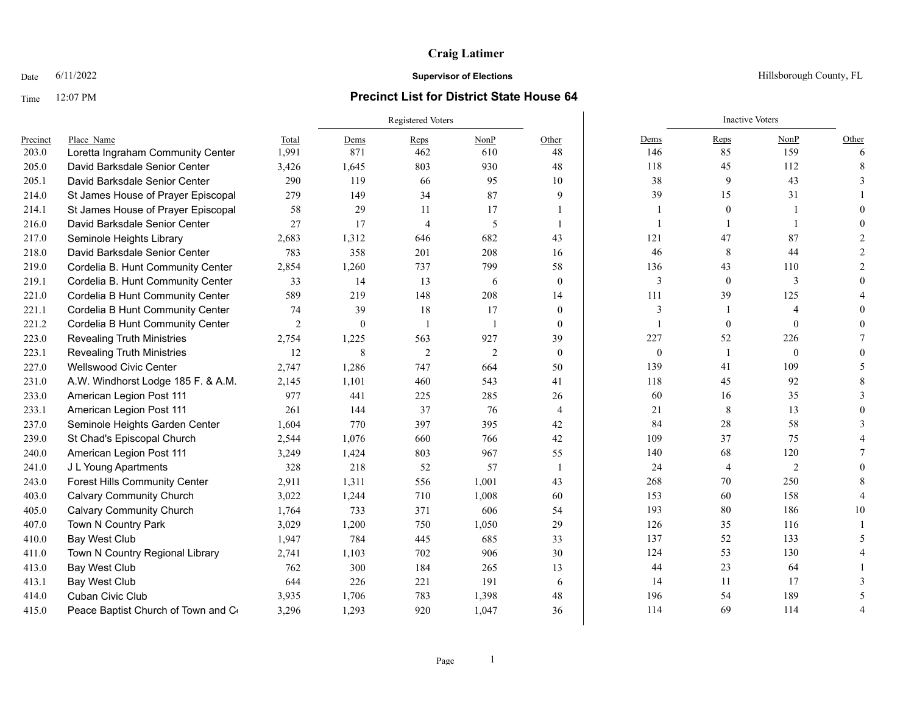# Craig Latimer

**Supervisor of Elections**

Hillsborough County, FL

Date 6/11/2022

Time 12:07 PM

## Precinct List for District State House 64

| Precinct | Place_Name | Total | Registered Voters: Dems | Reps | NonP | Other | Inactive Voters: Dems | Reps | NonP | Other |
|---|---|---|---|---|---|---|---|---|---|---|
| 203.0 | Loretta Ingraham Community Center | 1,991 | 871 | 462 | 610 | 48 | 146 | 85 | 159 | 6 |
| 205.0 | David Barksdale Senior Center | 3,426 | 1,645 | 803 | 930 | 48 | 118 | 45 | 112 | 8 |
| 205.1 | David Barksdale Senior Center | 290 | 119 | 66 | 95 | 10 | 38 | 9 | 43 | 3 |
| 214.0 | St James House of Prayer Episcopal | 279 | 149 | 34 | 87 | 9 | 39 | 15 | 31 | 1 |
| 214.1 | St James House of Prayer Episcopal | 58 | 29 | 11 | 17 | 1 | 1 | 0 | 1 | 0 |
| 216.0 | David Barksdale Senior Center | 27 | 17 | 4 | 5 | 1 | 1 | 1 | 1 | 0 |
| 217.0 | Seminole Heights Library | 2,683 | 1,312 | 646 | 682 | 43 | 121 | 47 | 87 | 2 |
| 218.0 | David Barksdale Senior Center | 783 | 358 | 201 | 208 | 16 | 46 | 8 | 44 | 2 |
| 219.0 | Cordelia B. Hunt Community Center | 2,854 | 1,260 | 737 | 799 | 58 | 136 | 43 | 110 | 2 |
| 219.1 | Cordelia B. Hunt Community Center | 33 | 14 | 13 | 6 | 0 | 3 | 0 | 3 | 0 |
| 221.0 | Cordelia B Hunt Community Center | 589 | 219 | 148 | 208 | 14 | 111 | 39 | 125 | 4 |
| 221.1 | Cordelia B Hunt Community Center | 74 | 39 | 18 | 17 | 0 | 3 | 1 | 4 | 0 |
| 221.2 | Cordelia B Hunt Community Center | 2 | 0 | 1 | 1 | 0 | 1 | 0 | 0 | 0 |
| 223.0 | Revealing Truth Ministries | 2,754 | 1,225 | 563 | 927 | 39 | 227 | 52 | 226 | 7 |
| 223.1 | Revealing Truth Ministries | 12 | 8 | 2 | 2 | 0 | 0 | 1 | 0 | 0 |
| 227.0 | Wellswood Civic Center | 2,747 | 1,286 | 747 | 664 | 50 | 139 | 41 | 109 | 5 |
| 231.0 | A.W. Windhorst Lodge 185 F. & A.M. | 2,145 | 1,101 | 460 | 543 | 41 | 118 | 45 | 92 | 8 |
| 233.0 | American Legion Post 111 | 977 | 441 | 225 | 285 | 26 | 60 | 16 | 35 | 3 |
| 233.1 | American Legion Post 111 | 261 | 144 | 37 | 76 | 4 | 21 | 8 | 13 | 0 |
| 237.0 | Seminole Heights Garden Center | 1,604 | 770 | 397 | 395 | 42 | 84 | 28 | 58 | 3 |
| 239.0 | St Chad's Episcopal Church | 2,544 | 1,076 | 660 | 766 | 42 | 109 | 37 | 75 | 4 |
| 240.0 | American Legion Post 111 | 3,249 | 1,424 | 803 | 967 | 55 | 140 | 68 | 120 | 7 |
| 241.0 | J L Young Apartments | 328 | 218 | 52 | 57 | 1 | 24 | 4 | 2 | 0 |
| 243.0 | Forest Hills Community Center | 2,911 | 1,311 | 556 | 1,001 | 43 | 268 | 70 | 250 | 8 |
| 403.0 | Calvary Community Church | 3,022 | 1,244 | 710 | 1,008 | 60 | 153 | 60 | 158 | 4 |
| 405.0 | Calvary Community Church | 1,764 | 733 | 371 | 606 | 54 | 193 | 80 | 186 | 10 |
| 407.0 | Town N Country Park | 3,029 | 1,200 | 750 | 1,050 | 29 | 126 | 35 | 116 | 1 |
| 410.0 | Bay West Club | 1,947 | 784 | 445 | 685 | 33 | 137 | 52 | 133 | 5 |
| 411.0 | Town N Country Regional Library | 2,741 | 1,103 | 702 | 906 | 30 | 124 | 53 | 130 | 4 |
| 413.0 | Bay West Club | 762 | 300 | 184 | 265 | 13 | 44 | 23 | 64 | 1 |
| 413.1 | Bay West Club | 644 | 226 | 221 | 191 | 6 | 14 | 11 | 17 | 3 |
| 414.0 | Cuban Civic Club | 3,935 | 1,706 | 783 | 1,398 | 48 | 196 | 54 | 189 | 5 |
| 415.0 | Peace Baptist Church of Town and Co | 3,296 | 1,293 | 920 | 1,047 | 36 | 114 | 69 | 114 | 4 |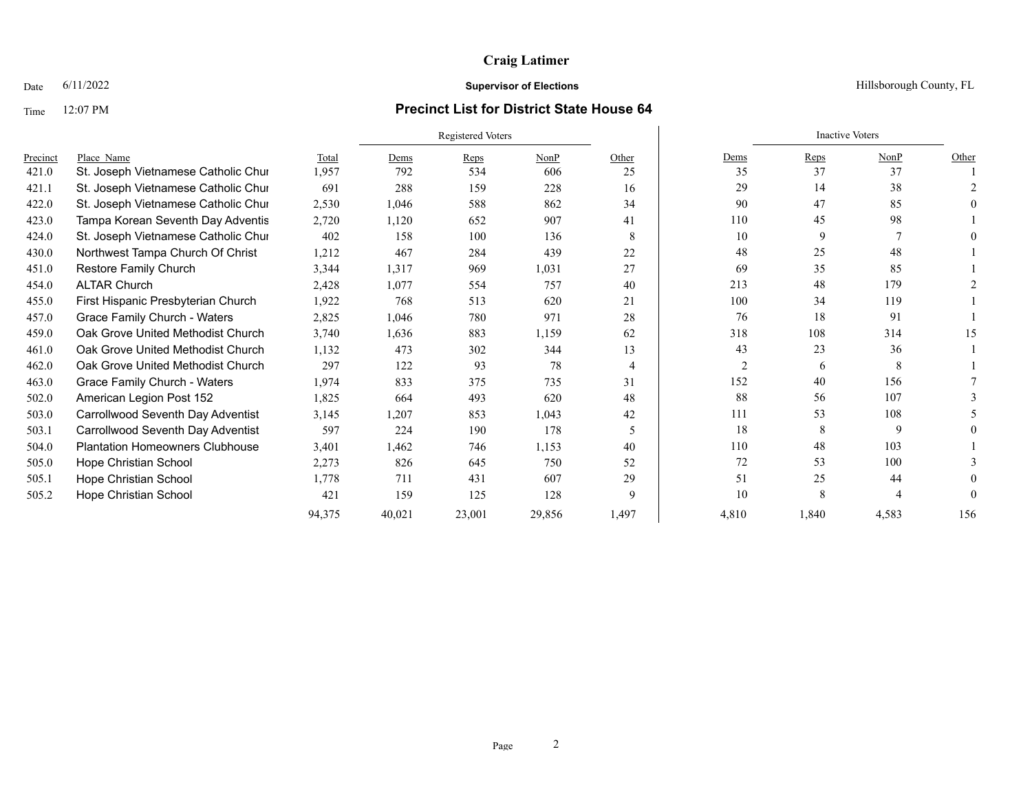**Craig Latimer**

Date 6/11/2022 **Supervisor of Elections** Hillsborough County, FL

Time 12:07 PM **Precinct List for District State House 64**

| | | | Registered Voters | | | | Inactive Voters | | | |
|---|---|---|---|---|---|---|---|---|---|---|
| Precinct | Place_Name | Total | Dems | Reps | NonP | Other | Dems | Reps | NonP | Other |
| 421.0 | St. Joseph Vietnamese Catholic Chur | 1,957 | 792 | 534 | 606 | 25 | 35 | 37 | 37 | 1 |
| 421.1 | St. Joseph Vietnamese Catholic Chur | 691 | 288 | 159 | 228 | 16 | 29 | 14 | 38 | 2 |
| 422.0 | St. Joseph Vietnamese Catholic Chur | 2,530 | 1,046 | 588 | 862 | 34 | 90 | 47 | 85 | 0 |
| 423.0 | Tampa Korean Seventh Day Adventis | 2,720 | 1,120 | 652 | 907 | 41 | 110 | 45 | 98 | 1 |
| 424.0 | St. Joseph Vietnamese Catholic Chur | 402 | 158 | 100 | 136 | 8 | 10 | 9 | 7 | 0 |
| 430.0 | Northwest Tampa Church Of Christ | 1,212 | 467 | 284 | 439 | 22 | 48 | 25 | 48 | 1 |
| 451.0 | Restore Family Church | 3,344 | 1,317 | 969 | 1,031 | 27 | 69 | 35 | 85 | 1 |
| 454.0 | ALTAR Church | 2,428 | 1,077 | 554 | 757 | 40 | 213 | 48 | 179 | 2 |
| 455.0 | First Hispanic Presbyterian Church | 1,922 | 768 | 513 | 620 | 21 | 100 | 34 | 119 | 1 |
| 457.0 | Grace Family Church - Waters | 2,825 | 1,046 | 780 | 971 | 28 | 76 | 18 | 91 | 1 |
| 459.0 | Oak Grove United Methodist Church | 3,740 | 1,636 | 883 | 1,159 | 62 | 318 | 108 | 314 | 15 |
| 461.0 | Oak Grove United Methodist Church | 1,132 | 473 | 302 | 344 | 13 | 43 | 23 | 36 | 1 |
| 462.0 | Oak Grove United Methodist Church | 297 | 122 | 93 | 78 | 4 | 2 | 6 | 8 | 1 |
| 463.0 | Grace Family Church - Waters | 1,974 | 833 | 375 | 735 | 31 | 152 | 40 | 156 | 7 |
| 502.0 | American Legion Post 152 | 1,825 | 664 | 493 | 620 | 48 | 88 | 56 | 107 | 3 |
| 503.0 | Carrollwood Seventh Day Adventist | 3,145 | 1,207 | 853 | 1,043 | 42 | 111 | 53 | 108 | 5 |
| 503.1 | Carrollwood Seventh Day Adventist | 597 | 224 | 190 | 178 | 5 | 18 | 8 | 9 | 0 |
| 504.0 | Plantation Homeowners Clubhouse | 3,401 | 1,462 | 746 | 1,153 | 40 | 110 | 48 | 103 | 1 |
| 505.0 | Hope Christian School | 2,273 | 826 | 645 | 750 | 52 | 72 | 53 | 100 | 3 |
| 505.1 | Hope Christian School | 1,778 | 711 | 431 | 607 | 29 | 51 | 25 | 44 | 0 |
| 505.2 | Hope Christian School | 421 | 159 | 125 | 128 | 9 | 10 | 8 | 4 | 0 |
| | | 94,375 | 40,021 | 23,001 | 29,856 | 1,497 | 4,810 | 1,840 | 4,583 | 156 |